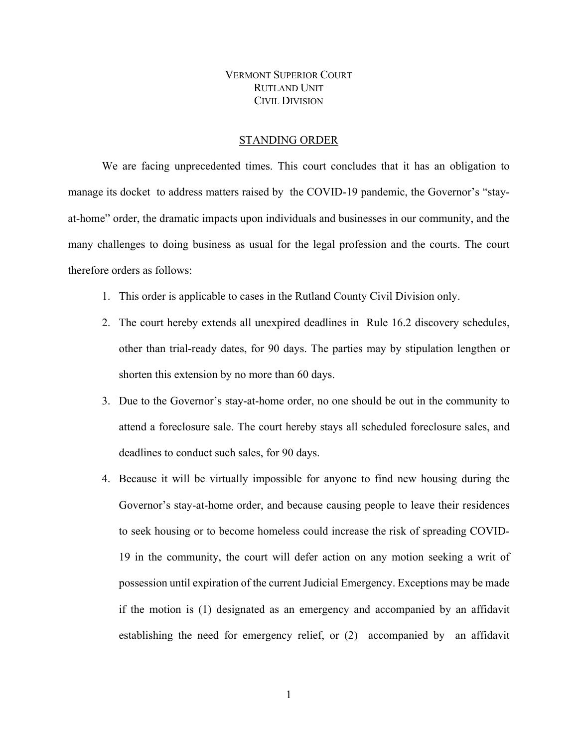VERMONT SUPERIOR COURT
RUTLAND UNIT
CIVIL DIVISION

STANDING ORDER

We are facing unprecedented times. This court concludes that it has an obligation to manage its docket to address matters raised by the COVID-19 pandemic, the Governor's "stay-at-home" order, the dramatic impacts upon individuals and businesses in our community, and the many challenges to doing business as usual for the legal profession and the courts. The court therefore orders as follows:

1. This order is applicable to cases in the Rutland County Civil Division only.
2. The court hereby extends all unexpired deadlines in Rule 16.2 discovery schedules, other than trial-ready dates, for 90 days. The parties may by stipulation lengthen or shorten this extension by no more than 60 days.
3. Due to the Governor's stay-at-home order, no one should be out in the community to attend a foreclosure sale. The court hereby stays all scheduled foreclosure sales, and deadlines to conduct such sales, for 90 days.
4. Because it will be virtually impossible for anyone to find new housing during the Governor's stay-at-home order, and because causing people to leave their residences to seek housing or to become homeless could increase the risk of spreading COVID-19 in the community, the court will defer action on any motion seeking a writ of possession until expiration of the current Judicial Emergency. Exceptions may be made if the motion is (1) designated as an emergency and accompanied by an affidavit establishing the need for emergency relief, or (2) accompanied by an affidavit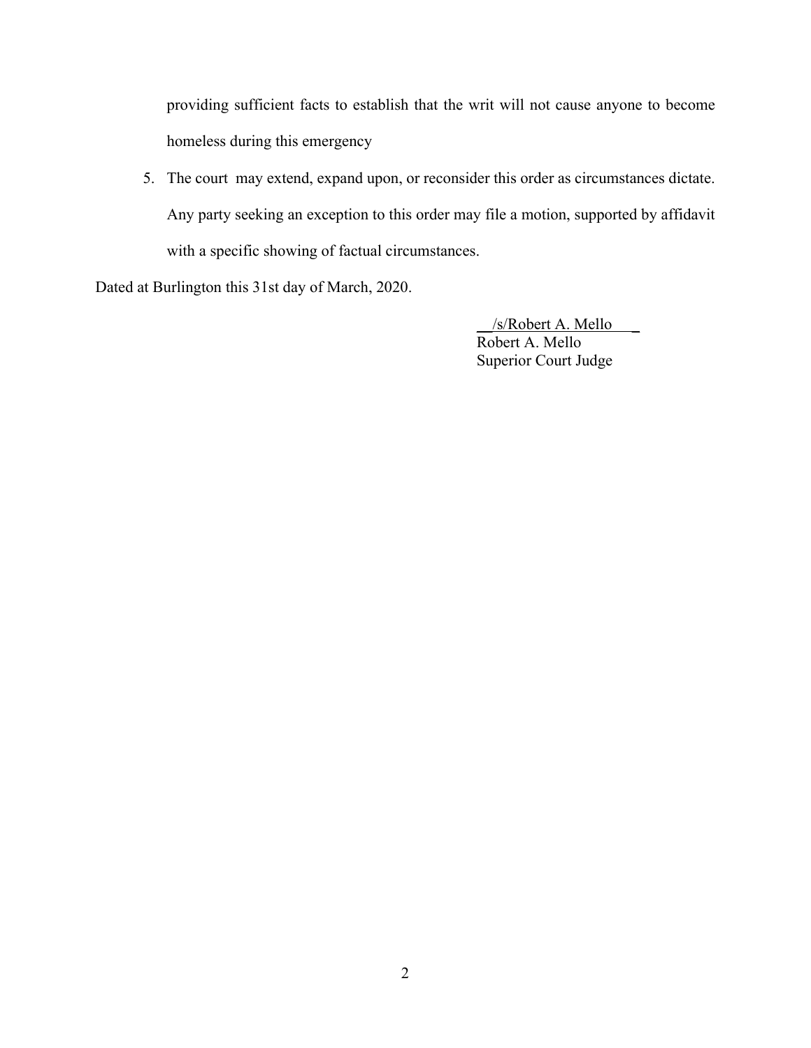providing sufficient facts to establish that the writ will not cause anyone to become homeless during this emergency

5. The court may extend, expand upon, or reconsider this order as circumstances dictate. Any party seeking an exception to this order may file a motion, supported by affidavit with a specific showing of factual circumstances.

Dated at Burlington this 31st day of March, 2020.

/s/Robert A. Mello
Robert A. Mello
Superior Court Judge